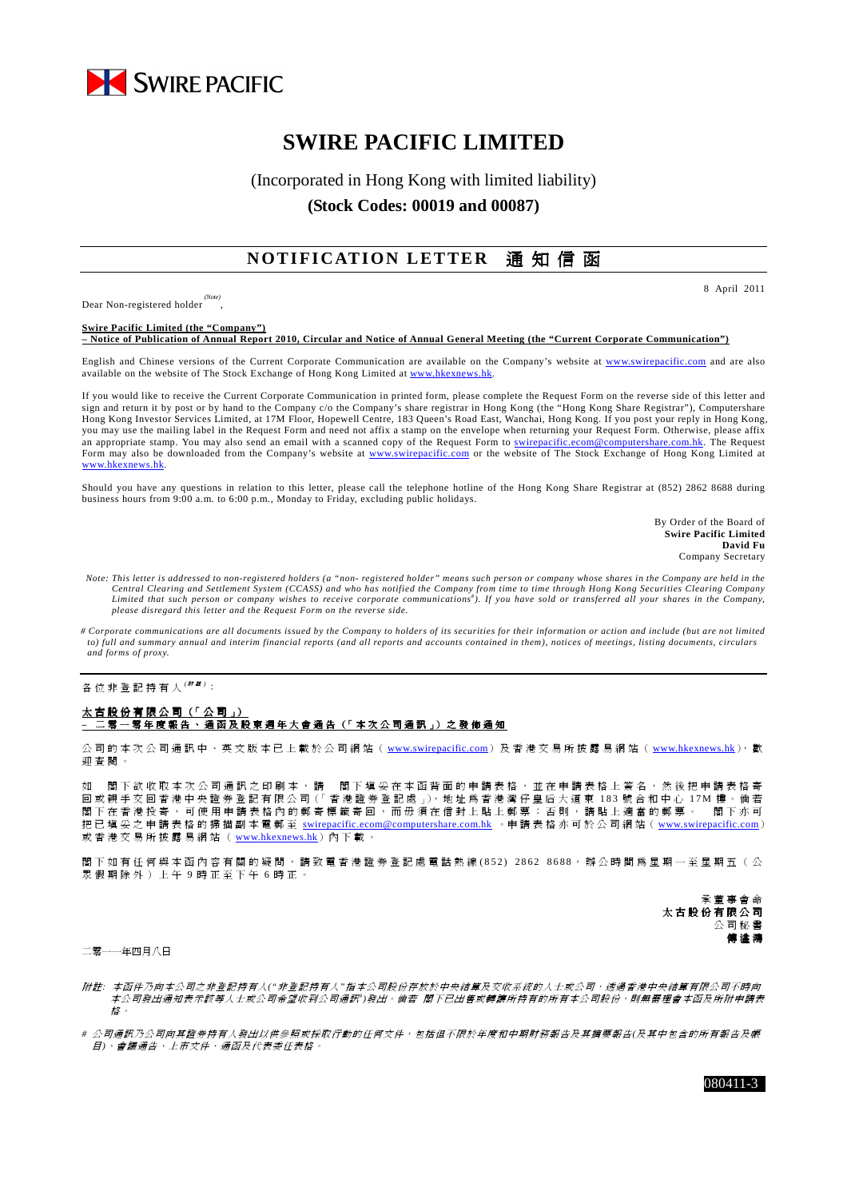SWIRE PACIFIC

# SWIRE PACIFIC LIMITED

(Incorporated in Hong Kong with limited liability)

**(Stock Codes: 00019 and 00087)**

## NOTIFICATION LETTER 通知信函

8 April 2011

Dear Non-registered holder[(Note)],

**Swire Pacific Limited (the "Company")**
**– Notice of Publication of Annual Report 2010, Circular and Notice of Annual General Meeting (the "Current Corporate Communication")**

English and Chinese versions of the Current Corporate Communication are available on the Company's website at www.swirepacific.com and are also available on the website of The Stock Exchange of Hong Kong Limited at www.hkexnews.hk.

If you would like to receive the Current Corporate Communication in printed form, please complete the Request Form on the reverse side of this letter and sign and return it by post or by hand to the Company c/o the Company's share registrar in Hong Kong (the "Hong Kong Share Registrar"), Computershare Hong Kong Investor Services Limited, at 17M Floor, Hopewell Centre, 183 Queen's Road East, Wanchai, Hong Kong. If you post your reply in Hong Kong, you may use the mailing label in the Request Form and need not affix a stamp on the envelope when returning your Request Form. Otherwise, please affix an appropriate stamp. You may also send an email with a scanned copy of the Request Form to swirepacific.ecom@computershare.com.hk. The Request Form may also be downloaded from the Company's website at www.swirepacific.com or the website of The Stock Exchange of Hong Kong Limited at www.hkexnews.hk.

Should you have any questions in relation to this letter, please call the telephone hotline of the Hong Kong Share Registrar at (852) 2862 8688 during business hours from 9:00 a.m. to 6:00 p.m., Monday to Friday, excluding public holidays.

By Order of the Board of
**Swire Pacific Limited**
**David Fu**
Company Secretary

*Note: This letter is addressed to non-registered holders (a "non- registered holder" means such person or company whose shares in the Company are held in the Central Clearing and Settlement System (CCASS) and who has notified the Company from time to time through Hong Kong Securities Clearing Company Limited that such person or company wishes to receive corporate communications#). If you have sold or transferred all your shares in the Company, please disregard this letter and the Request Form on the reverse side.*

*# Corporate communications are all documents issued by the Company to holders of its securities for their information or action and include (but are not limited to) full and summary annual and interim financial reports (and all reports and accounts contained in them), notices of meetings, listing documents, circulars and forms of proxy.*

---

各位非登記持有人[(附註)]：

**太古股份有限公司（「公司」）**
**– 二零一零年度報告、通函及股東週年大會通告（「本次公司通訊」）之發佈通知**

公司的本次公司通訊中、英文版本已上載於公司網站（www.swirepacific.com）及香港交易所披露易網站（www.hkexnews.hk），歡迎查閱。

如　閣下欲收取本次公司通訊之印刷本，請　閣下填妥在本函背面的申請表格，並在申請表格上簽名，然後把申請表格寄回或親手交回香港中央證券登記有限公司（「香港證券登記處」），地址為香港灣仔皇后大道東183號合和中心17M樓。倘若閣下在香港投寄，可使用申請表格內的郵寄標籤寄回，而毋須在信封上貼上郵票；否則，請貼上適當的郵票。　閣下亦可把已填妥之申請表格的掃描副本電郵至 swirepacific.ecom@computershare.com.hk 。申請表格亦可於公司網站（www.swirepacific.com）或香港交易所披露易網站（www.hkexnews.hk）內下載。

閣下如有任何與本函內容有關的疑問，請致電香港證券登記處電話熱線(852) 2862 8688，辦公時間為星期一至星期五（公眾假期除外）上午9時正至下午6時正。

承董事會命
**太古股份有限公司**
公司秘書
**傅溢鴻**

二零一一年四月八日

*附註：本函件乃向本公司之非登記持有人("非登記持有人"指本公司股份存放於中央結算及交收系統的人士或公司，透過香港中央結算有限公司不時向本公司發出通知表示該等人士或公司希望收到公司通訊#)發出。倘若　閣下已出售或轉讓所持有的所有本公司股份，則無需理會本函及所附申請表格。*

*# 公司通訊乃公司向其證券持有人發出以供參照或採取行動的任何文件，包括但不限於年度和中期財務報告及其摘要報告(及其中包含的所有報告及帳目)，會議通告、上市文件、通函及代表委任表格。*

080411-3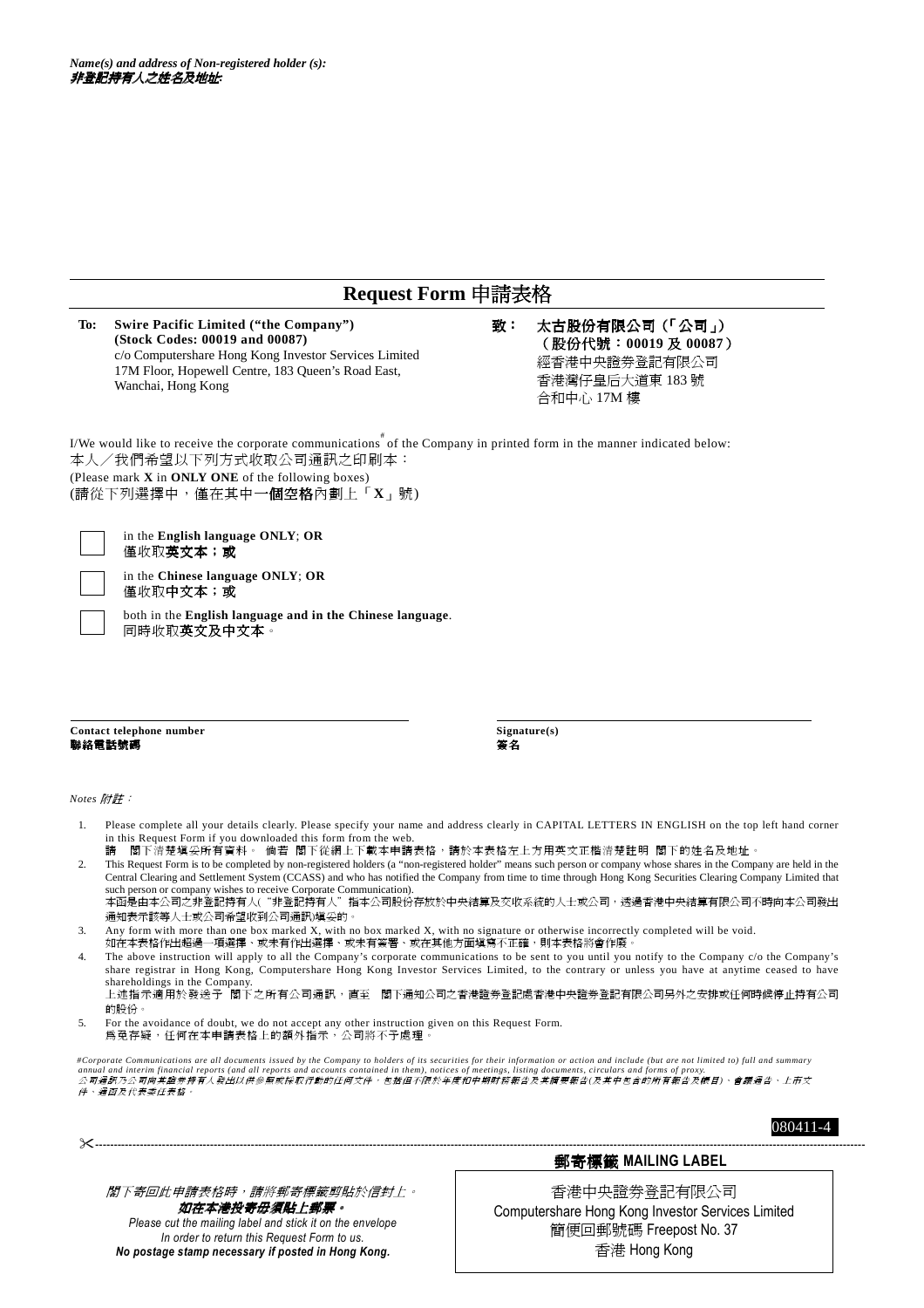*Name(s) and address of Non-registered holder (s):*
***非登記持有人之姓名及地址:***

# Request Form 申請表格

**To: Swire Pacific Limited ("the Company")**
**(Stock Codes: 00019 and 00087)**
c/o Computershare Hong Kong Investor Services Limited
17M Floor, Hopewell Centre, 183 Queen's Road East,
Wanchai, Hong Kong

**致： 太古股份有限公司（「公司」）**
**（股份代號：00019 及 00087）**
經香港中央證券登記有限公司
香港灣仔皇后大道東 183 號
合和中心 17M 樓

I/We would like to receive the corporate communications# of the Company in printed form in the manner indicated below:
本人／我們希望以下列方式收取公司通訊之印刷本：
(Please mark **X** in **ONLY ONE** of the following boxes)
(請從下列選擇中，僅在其中**一個空格**內劃上「**X**」號)

☐ in the **English language ONLY**; **OR**
僅收取**英文本；或**

☐ in the **Chinese language ONLY**; **OR**
僅收取**中文本；或**

☐ both in the **English language and in the Chinese language**.
同時收取**英文及中文本**。

**Contact telephone number**
**聯絡電話號碼**

**Signature(s)**
**簽名**

*Notes 附註：*

1. Please complete all your details clearly. Please specify your name and address clearly in CAPITAL LETTERS IN ENGLISH on the top left hand corner in this Request Form if you downloaded this form from the web.
請 閣下清楚填妥所有資料。 倘若 閣下從網上下載本申請表格，請於本表格左上方用英文正楷清楚註明 閣下的姓名及地址。
2. This Request Form is to be completed by non-registered holders (a "non-registered holder" means such person or company whose shares in the Company are held in the Central Clearing and Settlement System (CCASS) and who has notified the Company from time to time through Hong Kong Securities Clearing Company Limited that such person or company wishes to receive Corporate Communication).
本函是由本公司之非登記持有人("非登記持有人"指本公司股份存放於中央結算及交收系統的人士或公司，透過香港中央結算有限公司不時向本公司發出通知表示該等人士或公司希望收到公司通訊)填妥的。
3. Any form with more than one box marked X, with no box marked X, with no signature or otherwise incorrectly completed will be void.
如在本表格作出超過一項選擇、或未有作出選擇、或未有簽署、或在其他方面填寫不正確，則本表格將會作廢。
4. The above instruction will apply to all the Company's corporate communications to be sent to you until you notify to the Company c/o the Company's share registrar in Hong Kong, Computershare Hong Kong Investor Services Limited, to the contrary or unless you have at anytime ceased to have shareholdings in the Company.
上述指示適用於發送予 閣下之所有公司通訊，直至 閣下通知公司之香港證券登記處香港中央證券登記有限公司另外之安排或任何時候停止持有公司的股份。
5. For the avoidance of doubt, we do not accept any other instruction given on this Request Form.
為免存疑，任何在本申請表格上的額外指示，公司將不予處理。

*#Corporate Communications are all documents issued by the Company to holders of its securities for their information or action and include (but are not limited to) full and summary annual and interim financial reports (and all reports and accounts contained in them), notices of meetings, listing documents, circulars and forms of proxy.*
*公司通訊乃公司向其證券持有人發出以供參照或採取行動的任何文件，包括但不限於年度和中期財務報告及其摘要報告(及其中包含的所有報告及帳目)、會議通告、上市文件、通函及代表委任表格。*

080411-4

**郵寄標籤 MAILING LABEL**

*閣下寄回此申請表格時，請將郵寄標籤剪貼於信封上。*
***如在本港投寄毋須貼上郵票。***
*Please cut the mailing label and stick it on the envelope*
*In order to return this Request Form to us.*
***No postage stamp necessary if posted in Hong Kong.***

香港中央證券登記有限公司
Computershare Hong Kong Investor Services Limited
簡便回郵號碼 Freepost No. 37
香港 Hong Kong